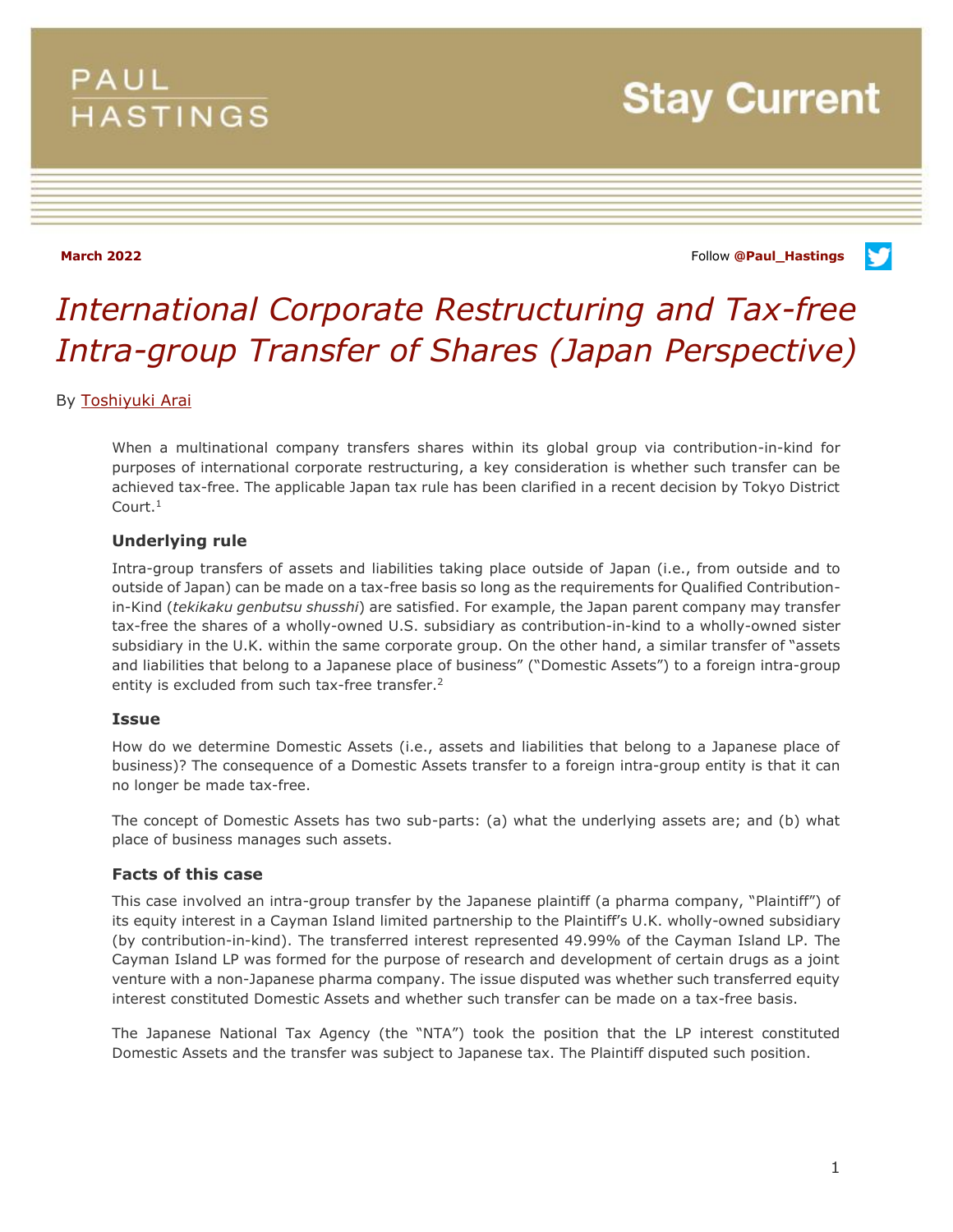PAUL HASTINGS

# Stay Current

**March 2022**

Follow **@Paul_Hastings**

# *International Corporate Restructuring and Tax-free Intra-group Transfer of Shares (Japan Perspective)*

By Toshiyuki Arai

When a multinational company transfers shares within its global group via contribution-in-kind for purposes of international corporate restructuring, a key consideration is whether such transfer can be achieved tax-free. The applicable Japan tax rule has been clarified in a recent decision by Tokyo District Court.[1]

### Underlying rule

Intra-group transfers of assets and liabilities taking place outside of Japan (i.e., from outside and to outside of Japan) can be made on a tax-free basis so long as the requirements for Qualified Contribution-in-Kind (*tekikaku genbutsu shusshi*) are satisfied. For example, the Japan parent company may transfer tax-free the shares of a wholly-owned U.S. subsidiary as contribution-in-kind to a wholly-owned sister subsidiary in the U.K. within the same corporate group. On the other hand, a similar transfer of "assets and liabilities that belong to a Japanese place of business" ("Domestic Assets") to a foreign intra-group entity is excluded from such tax-free transfer.[2]

### Issue

How do we determine Domestic Assets (i.e., assets and liabilities that belong to a Japanese place of business)? The consequence of a Domestic Assets transfer to a foreign intra-group entity is that it can no longer be made tax-free.

The concept of Domestic Assets has two sub-parts: (a) what the underlying assets are; and (b) what place of business manages such assets.

### Facts of this case

This case involved an intra-group transfer by the Japanese plaintiff (a pharma company, "Plaintiff") of its equity interest in a Cayman Island limited partnership to the Plaintiff's U.K. wholly-owned subsidiary (by contribution-in-kind). The transferred interest represented 49.99% of the Cayman Island LP. The Cayman Island LP was formed for the purpose of research and development of certain drugs as a joint venture with a non-Japanese pharma company. The issue disputed was whether such transferred equity interest constituted Domestic Assets and whether such transfer can be made on a tax-free basis.

The Japanese National Tax Agency (the "NTA") took the position that the LP interest constituted Domestic Assets and the transfer was subject to Japanese tax. The Plaintiff disputed such position.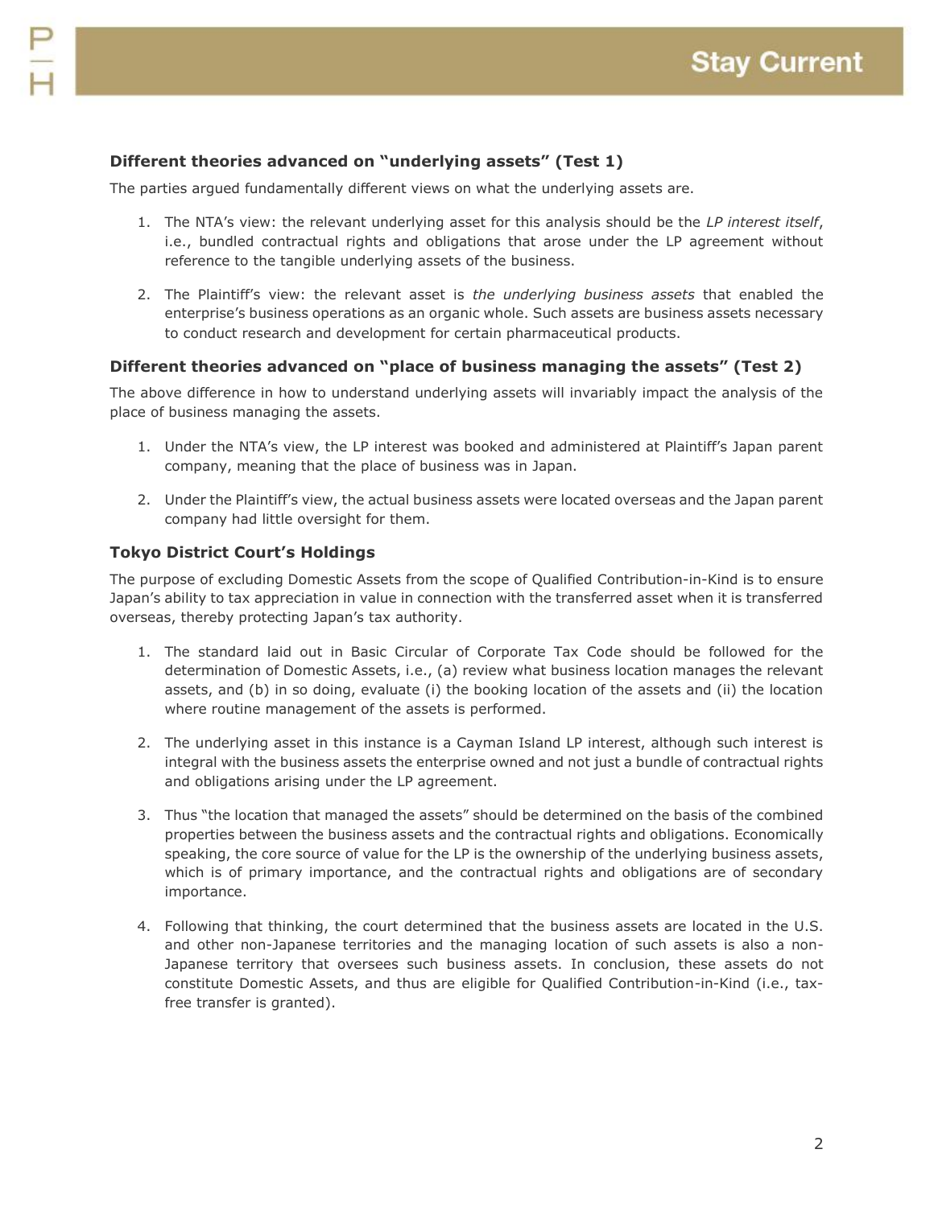### Different theories advanced on "underlying assets" (Test 1)

The parties argued fundamentally different views on what the underlying assets are.

1. The NTA's view: the relevant underlying asset for this analysis should be the *LP interest itself*, i.e., bundled contractual rights and obligations that arose under the LP agreement without reference to the tangible underlying assets of the business.

2. The Plaintiff's view: the relevant asset is *the underlying business assets* that enabled the enterprise's business operations as an organic whole. Such assets are business assets necessary to conduct research and development for certain pharmaceutical products.

### Different theories advanced on "place of business managing the assets" (Test 2)

The above difference in how to understand underlying assets will invariably impact the analysis of the place of business managing the assets.

1. Under the NTA's view, the LP interest was booked and administered at Plaintiff's Japan parent company, meaning that the place of business was in Japan.

2. Under the Plaintiff's view, the actual business assets were located overseas and the Japan parent company had little oversight for them.

### Tokyo District Court's Holdings

The purpose of excluding Domestic Assets from the scope of Qualified Contribution-in-Kind is to ensure Japan's ability to tax appreciation in value in connection with the transferred asset when it is transferred overseas, thereby protecting Japan's tax authority.

1. The standard laid out in Basic Circular of Corporate Tax Code should be followed for the determination of Domestic Assets, i.e., (a) review what business location manages the relevant assets, and (b) in so doing, evaluate (i) the booking location of the assets and (ii) the location where routine management of the assets is performed.

2. The underlying asset in this instance is a Cayman Island LP interest, although such interest is integral with the business assets the enterprise owned and not just a bundle of contractual rights and obligations arising under the LP agreement.

3. Thus "the location that managed the assets" should be determined on the basis of the combined properties between the business assets and the contractual rights and obligations. Economically speaking, the core source of value for the LP is the ownership of the underlying business assets, which is of primary importance, and the contractual rights and obligations are of secondary importance.

4. Following that thinking, the court determined that the business assets are located in the U.S. and other non-Japanese territories and the managing location of such assets is also a non-Japanese territory that oversees such business assets. In conclusion, these assets do not constitute Domestic Assets, and thus are eligible for Qualified Contribution-in-Kind (i.e., tax-free transfer is granted).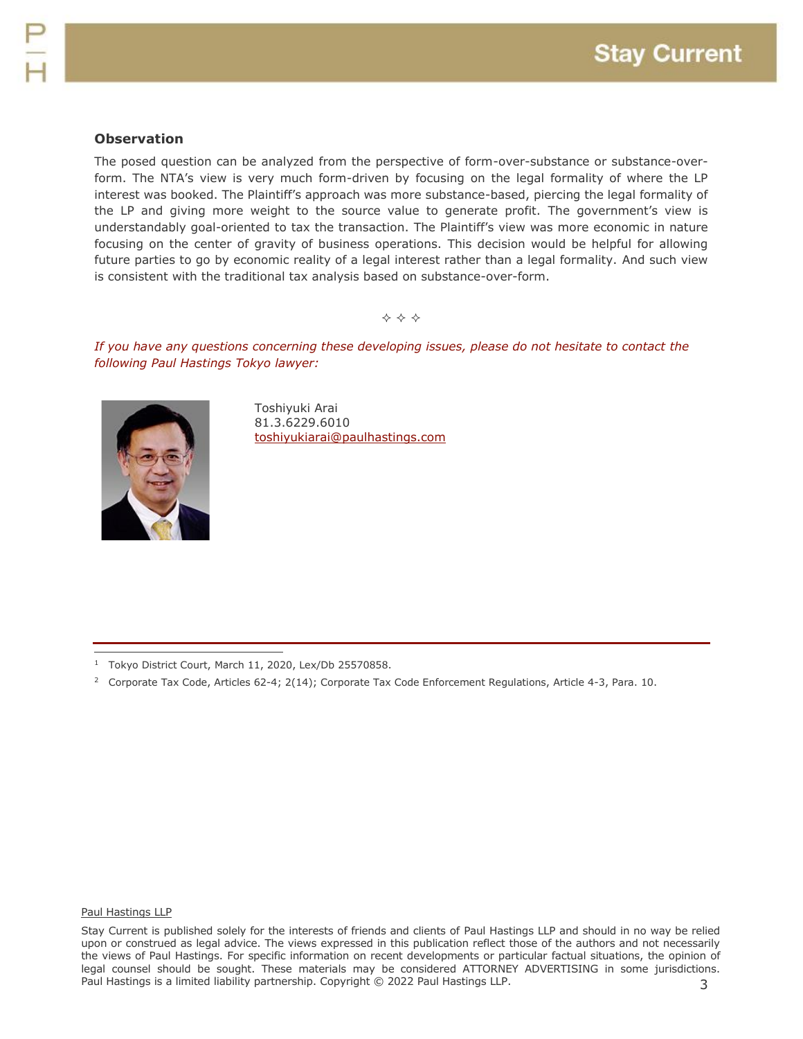### Observation

The posed question can be analyzed from the perspective of form-over-substance or substance-over-form. The NTA's view is very much form-driven by focusing on the legal formality of where the LP interest was booked. The Plaintiff's approach was more substance-based, piercing the legal formality of the LP and giving more weight to the source value to generate profit. The government's view is understandably goal-oriented to tax the transaction. The Plaintiff's view was more economic in nature focusing on the center of gravity of business operations. This decision would be helpful for allowing future parties to go by economic reality of a legal interest rather than a legal formality. And such view is consistent with the traditional tax analysis based on substance-over-form.

✧ ✧ ✧

*If you have any questions concerning these developing issues, please do not hesitate to contact the following Paul Hastings Tokyo lawyer:*

Toshiyuki Arai
81.3.6229.6010
toshiyukiarai@paulhastings.com

---

[1] Tokyo District Court, March 11, 2020, Lex/Db 25570858.

[2] Corporate Tax Code, Articles 62-4; 2(14); Corporate Tax Code Enforcement Regulations, Article 4-3, Para. 10.

Paul Hastings LLP

Stay Current is published solely for the interests of friends and clients of Paul Hastings LLP and should in no way be relied upon or construed as legal advice. The views expressed in this publication reflect those of the authors and not necessarily the views of Paul Hastings. For specific information on recent developments or particular factual situations, the opinion of legal counsel should be sought. These materials may be considered ATTORNEY ADVERTISING in some jurisdictions. Paul Hastings is a limited liability partnership. Copyright © 2022 Paul Hastings LLP.